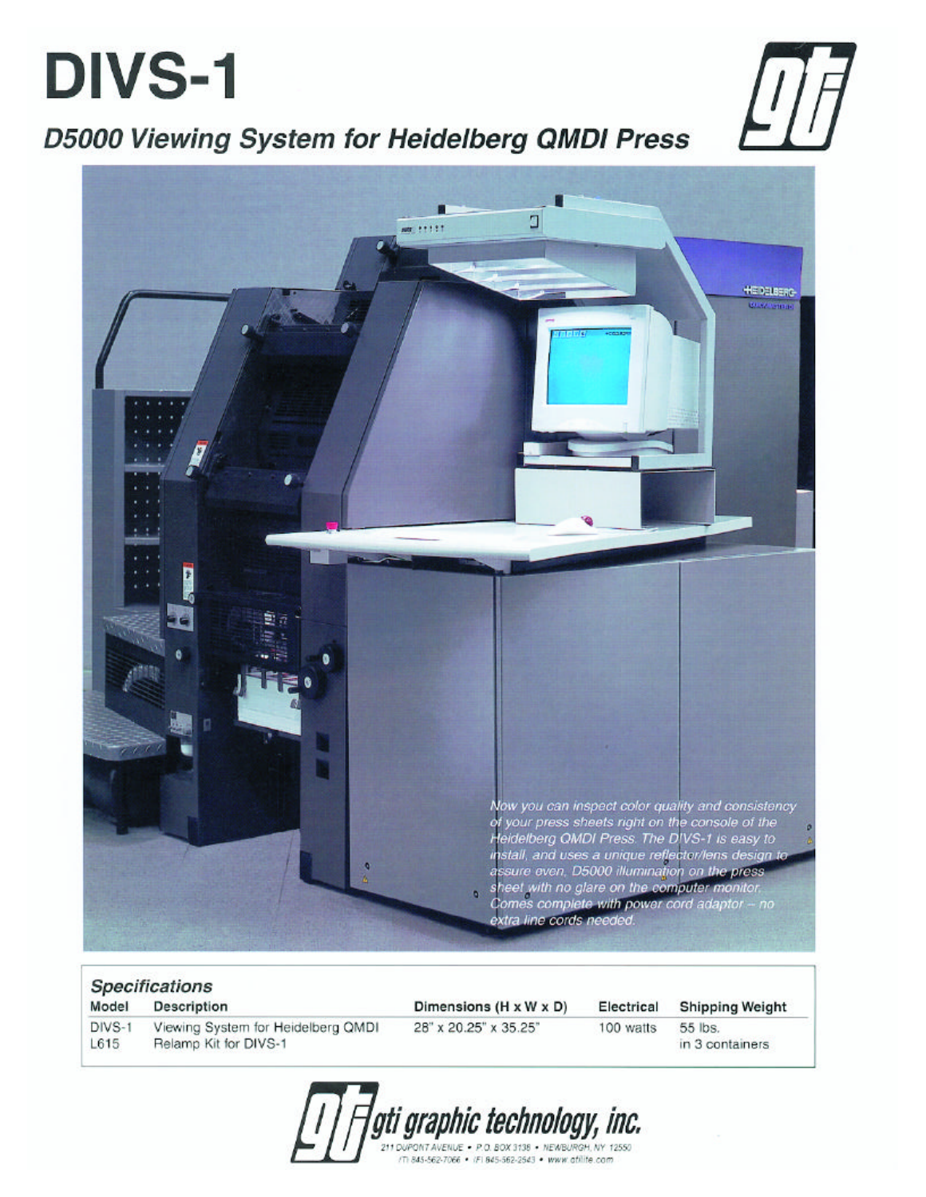# DIVS-1

## *D5000 Viewing System for Heidelberg QMDI Press*

*Now you can inspect color quality and consistency of your press sheets right on the console of the Heidelberg QMDI Press. The DIVS-1 is easy to install, and uses a unique reflector/lens design to assure even, D5000 illumination on the press sheet with no glare on the computer monitor. Comes complete with power cord adaptor -- no extra line cords needed.*

### *Specifications*

| Model | Description | Dimensions (H x W x D) | Electrical | Shipping Weight |
|---|---|---|---|---|
| DIVS-1 | Viewing System for Heidelberg QMDI | 28" x 20.25" x 35.25" | 100 watts | 55 lbs. |
| L615 | Relamp Kit for DIVS-1 | | | in 3 containers |

**gti graphic technology, inc.**

211 DUPONT AVENUE • P.O. BOX 3138 • NEWBURGH, NY 12550

(T) 845-562-7066 • (F) 845-562-2543 • www.gtilite.com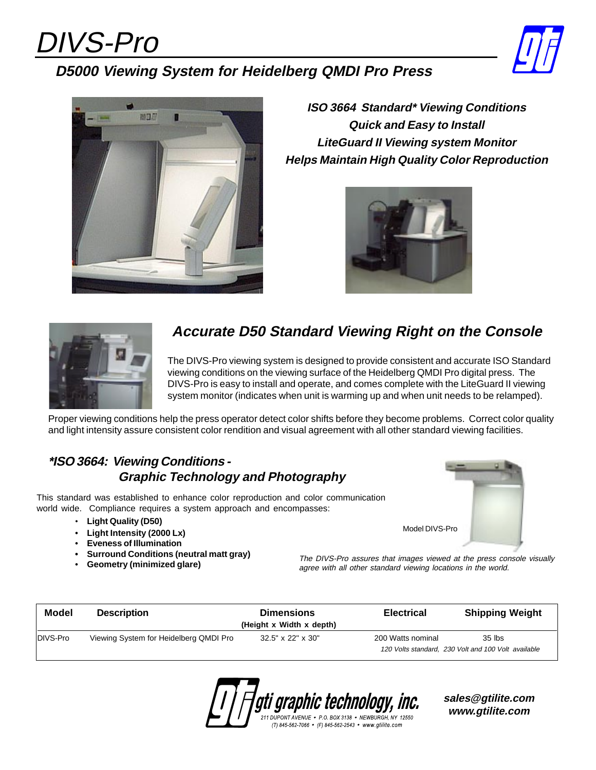# DIVS-Pro

## D5000 Viewing System for Heidelberg QMDI Pro Press

***ISO 3664 Standard\* Viewing Conditions***
***Quick and Easy to Install***
***LiteGuard II Viewing system Monitor***
***Helps Maintain High Quality Color Reproduction***

## Accurate D50 Standard Viewing Right on the Console

The DIVS-Pro viewing system is designed to provide consistent and accurate ISO Standard viewing conditions on the viewing surface of the Heidelberg QMDI Pro digital press. The DIVS-Pro is easy to install and operate, and comes complete with the LiteGuard II viewing system monitor (indicates when unit is warming up and when unit needs to be relamped).

Proper viewing conditions help the press operator detect color shifts before they become problems. Correct color quality and light intensity assure consistent color rendition and visual agreement with all other standard viewing facilities.

### *ISO 3664: Viewing Conditions - Graphic Technology and Photography

This standard was established to enhance color reproduction and color communication world wide. Compliance requires a system approach and encompasses:

- **Light Quality (D50)**
- **Light Intensity (2000 Lx)**
- **Eveness of Illumination**
- **Surround Conditions (neutral matt gray)**
- **Geometry (minimized glare)**

Model DIVS-Pro

*The DIVS-Pro assures that images viewed at the press console visually agree with all other standard viewing locations in the world.*

| Model | Description | Dimensions (Height x Width x depth) | Electrical | Shipping Weight |
|---|---|---|---|---|
| DIVS-Pro | Viewing System for Heidelberg QMDI Pro | 32.5" x 22" x 30" | 200 Watts nominal<br>*120 Volts standard, 230 Volt and 100 Volt available* | 35 lbs |

gti graphic technology, inc.
211 DUPONT AVENUE • P.O. BOX 3138 • NEWBURGH, NY 12550
(T) 845-562-7066 • (F) 845-562-2543 • www.gtilite.com

***sales@gtilite.com***
***www.gtilite.com***